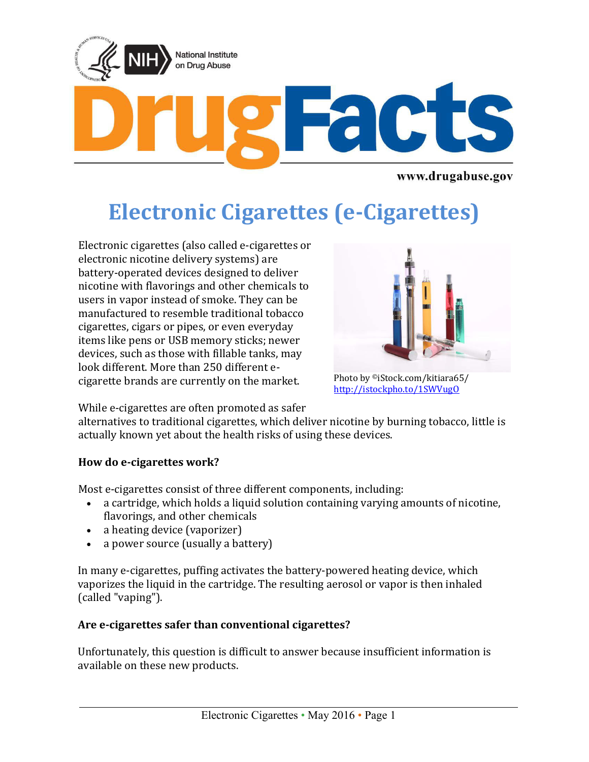# Electronic Cigarettes (e-Cigarettes)

Electronic cigarettes (also called e-cigarettes or electronic nicotine delivery systems) are battery-operated devices designed to deliver nicotine with flavorings and other chemicals to users in vapor instead of smoke. They can be manufactured to resemble traditional tobacco cigarettes, cigars or pipes, or even everyday items like pens or USB memory sticks; newer devices, such as those with fillable tanks, may look different. More than 250 different e-cigarette brands are currently on the market.

Photo by ©iStock.com/kitiara65/ http://istockpho.to/1SWVugO

While e-cigarettes are often promoted as safer alternatives to traditional cigarettes, which deliver nicotine by burning tobacco, little is actually known yet about the health risks of using these devices.

**How do e-cigarettes work?**

Most e-cigarettes consist of three different components, including:

- a cartridge, which holds a liquid solution containing varying amounts of nicotine, flavorings, and other chemicals
- a heating device (vaporizer)
- a power source (usually a battery)

In many e-cigarettes, puffing activates the battery-powered heating device, which vaporizes the liquid in the cartridge. The resulting aerosol or vapor is then inhaled (called "vaping").

**Are e-cigarettes safer than conventional cigarettes?**

Unfortunately, this question is difficult to answer because insufficient information is available on these new products.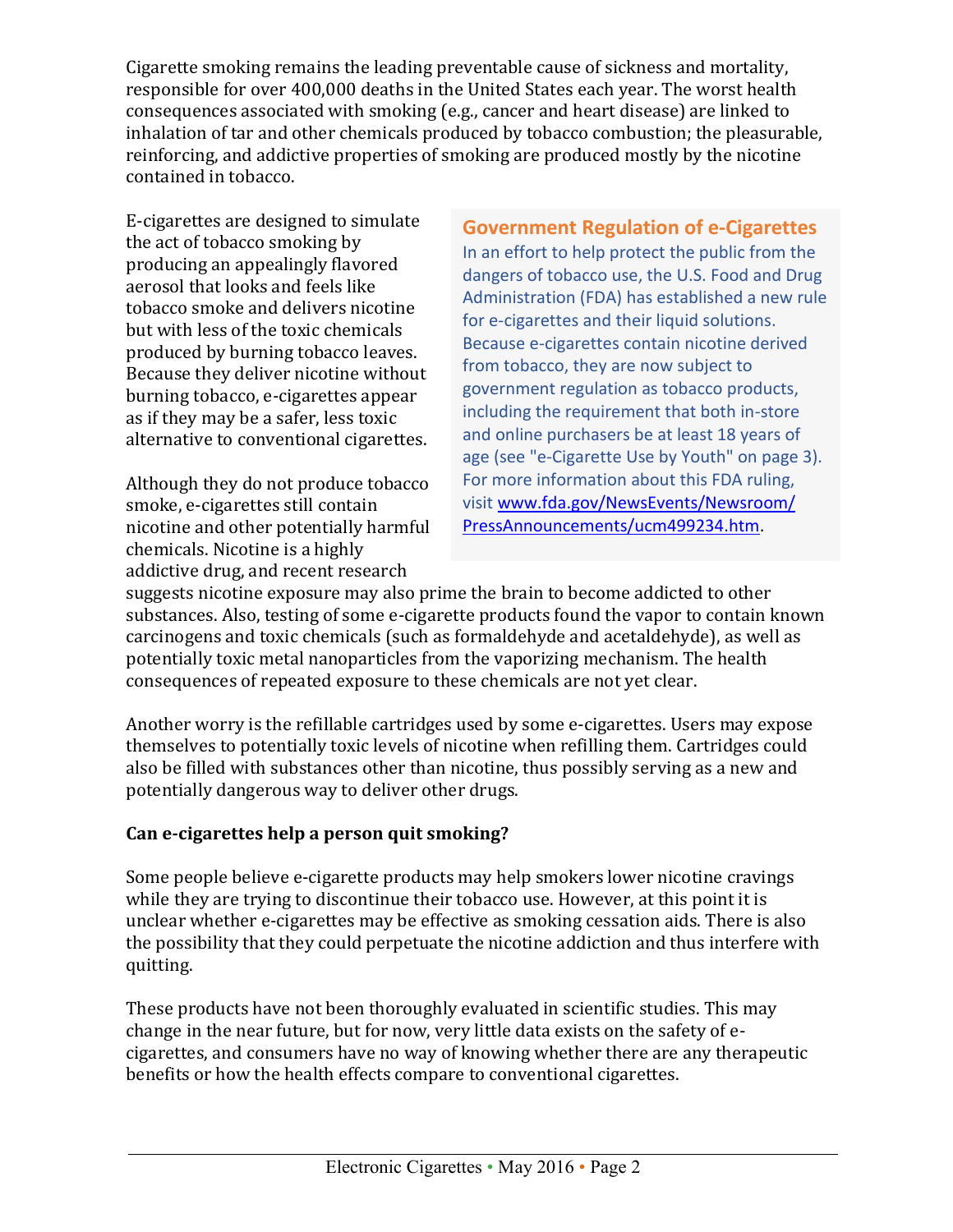Cigarette smoking remains the leading preventable cause of sickness and mortality, responsible for over 400,000 deaths in the United States each year. The worst health consequences associated with smoking (e.g., cancer and heart disease) are linked to inhalation of tar and other chemicals produced by tobacco combustion; the pleasurable, reinforcing, and addictive properties of smoking are produced mostly by the nicotine contained in tobacco.

E-cigarettes are designed to simulate the act of tobacco smoking by producing an appealingly flavored aerosol that looks and feels like tobacco smoke and delivers nicotine but with less of the toxic chemicals produced by burning tobacco leaves. Because they deliver nicotine without burning tobacco, e-cigarettes appear as if they may be a safer, less toxic alternative to conventional cigarettes.

Although they do not produce tobacco smoke, e-cigarettes still contain nicotine and other potentially harmful chemicals. Nicotine is a highly addictive drug, and recent research suggests nicotine exposure may also prime the brain to become addicted to other substances. Also, testing of some e-cigarette products found the vapor to contain known carcinogens and toxic chemicals (such as formaldehyde and acetaldehyde), as well as potentially toxic metal nanoparticles from the vaporizing mechanism. The health consequences of repeated exposure to these chemicals are not yet clear.

### Government Regulation of e-Cigarettes

In an effort to help protect the public from the dangers of tobacco use, the U.S. Food and Drug Administration (FDA) has established a new rule for e-cigarettes and their liquid solutions. Because e-cigarettes contain nicotine derived from tobacco, they are now subject to government regulation as tobacco products, including the requirement that both in-store and online purchasers be at least 18 years of age (see "e-Cigarette Use by Youth" on page 3). For more information about this FDA ruling, visit www.fda.gov/NewsEvents/Newsroom/PressAnnouncements/ucm499234.htm.

Another worry is the refillable cartridges used by some e-cigarettes. Users may expose themselves to potentially toxic levels of nicotine when refilling them. Cartridges could also be filled with substances other than nicotine, thus possibly serving as a new and potentially dangerous way to deliver other drugs.

**Can e-cigarettes help a person quit smoking?**

Some people believe e-cigarette products may help smokers lower nicotine cravings while they are trying to discontinue their tobacco use. However, at this point it is unclear whether e-cigarettes may be effective as smoking cessation aids. There is also the possibility that they could perpetuate the nicotine addiction and thus interfere with quitting.

These products have not been thoroughly evaluated in scientific studies. This may change in the near future, but for now, very little data exists on the safety of e-cigarettes, and consumers have no way of knowing whether there are any therapeutic benefits or how the health effects compare to conventional cigarettes.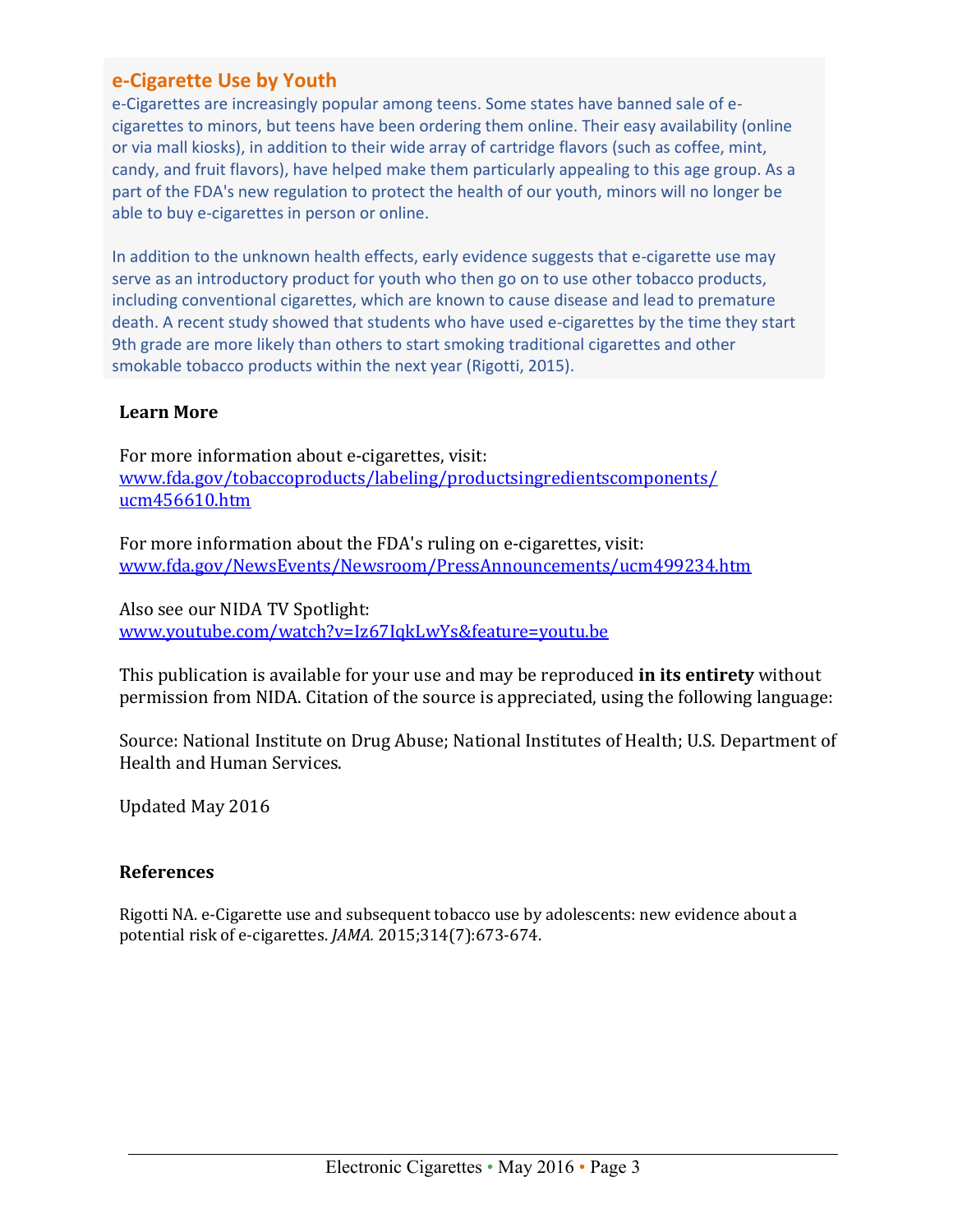## e-Cigarette Use by Youth

e-Cigarettes are increasingly popular among teens. Some states have banned sale of e-cigarettes to minors, but teens have been ordering them online. Their easy availability (online or via mall kiosks), in addition to their wide array of cartridge flavors (such as coffee, mint, candy, and fruit flavors), have helped make them particularly appealing to this age group. As a part of the FDA's new regulation to protect the health of our youth, minors will no longer be able to buy e-cigarettes in person or online.

In addition to the unknown health effects, early evidence suggests that e-cigarette use may serve as an introductory product for youth who then go on to use other tobacco products, including conventional cigarettes, which are known to cause disease and lead to premature death. A recent study showed that students who have used e-cigarettes by the time they start 9th grade are more likely than others to start smoking traditional cigarettes and other smokable tobacco products within the next year (Rigotti, 2015).

**Learn More**

For more information about e-cigarettes, visit:
www.fda.gov/tobaccoproducts/labeling/productsingredientscomponents/ucm456610.htm

For more information about the FDA's ruling on e-cigarettes, visit:
www.fda.gov/NewsEvents/Newsroom/PressAnnouncements/ucm499234.htm

Also see our NIDA TV Spotlight:
www.youtube.com/watch?v=Iz67IqkLwYs&feature=youtu.be

This publication is available for your use and may be reproduced **in its entirety** without permission from NIDA. Citation of the source is appreciated, using the following language:

Source: National Institute on Drug Abuse; National Institutes of Health; U.S. Department of Health and Human Services.

Updated May 2016

**References**

Rigotti NA. e-Cigarette use and subsequent tobacco use by adolescents: new evidence about a potential risk of e-cigarettes. *JAMA.* 2015;314(7):673-674.